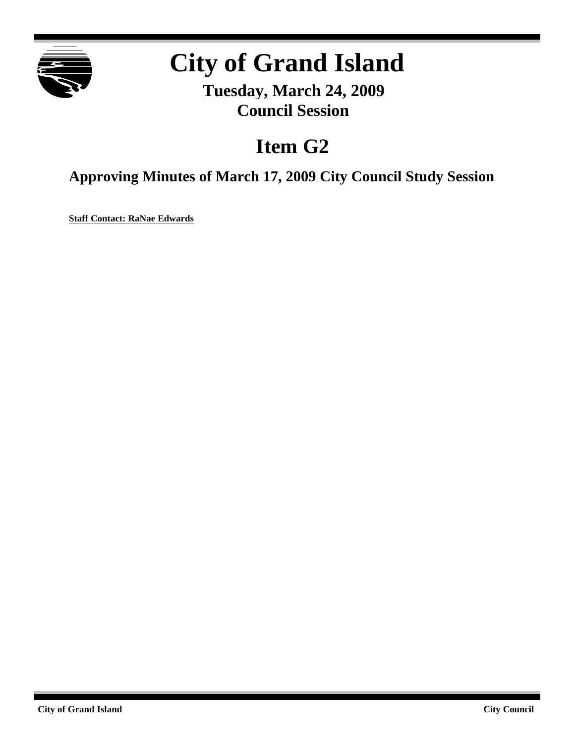# City of Grand Island

**Tuesday, March 24, 2009**
**Council Session**

## Item G2

### Approving Minutes of March 17, 2009 City Council Study Session

**Staff Contact: RaNae Edwards**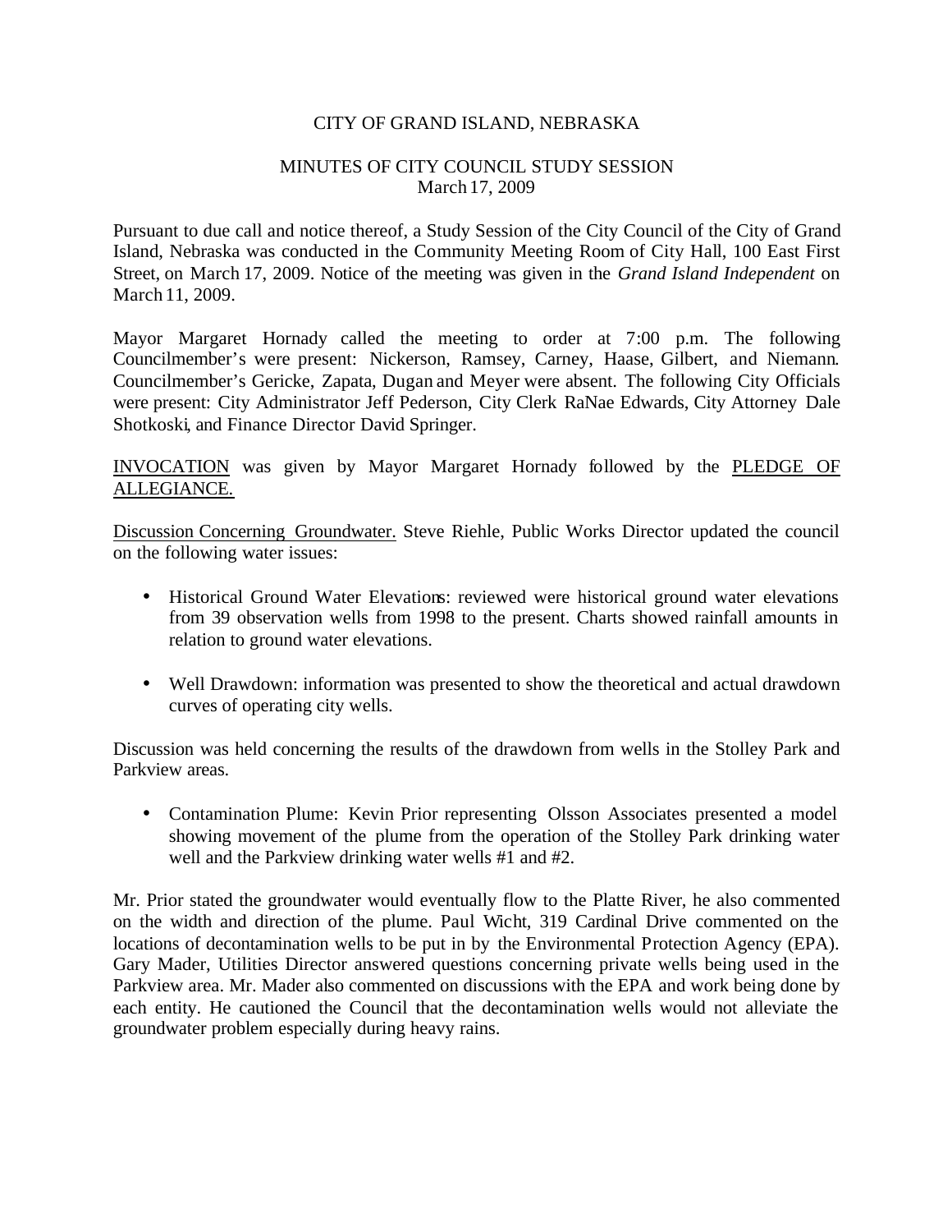CITY OF GRAND ISLAND, NEBRASKA

MINUTES OF CITY COUNCIL STUDY SESSION
March 17, 2009

Pursuant to due call and notice thereof, a Study Session of the City Council of the City of Grand Island, Nebraska was conducted in the Community Meeting Room of City Hall, 100 East First Street, on March 17, 2009. Notice of the meeting was given in the *Grand Island Independent* on March 11, 2009.

Mayor Margaret Hornady called the meeting to order at 7:00 p.m. The following Councilmember's were present: Nickerson, Ramsey, Carney, Haase, Gilbert, and Niemann. Councilmember's Gericke, Zapata, Dugan and Meyer were absent. The following City Officials were present: City Administrator Jeff Pederson, City Clerk RaNae Edwards, City Attorney Dale Shotkoski, and Finance Director David Springer.

<u>INVOCATION</u> was given by Mayor Margaret Hornady followed by the <u>PLEDGE OF ALLEGIANCE.</u>

<u>Discussion Concerning Groundwater.</u> Steve Riehle, Public Works Director updated the council on the following water issues:

- Historical Ground Water Elevations: reviewed were historical ground water elevations from 39 observation wells from 1998 to the present. Charts showed rainfall amounts in relation to ground water elevations.

- Well Drawdown: information was presented to show the theoretical and actual drawdown curves of operating city wells.

Discussion was held concerning the results of the drawdown from wells in the Stolley Park and Parkview areas.

- Contamination Plume: Kevin Prior representing Olsson Associates presented a model showing movement of the plume from the operation of the Stolley Park drinking water well and the Parkview drinking water wells #1 and #2.

Mr. Prior stated the groundwater would eventually flow to the Platte River, he also commented on the width and direction of the plume. Paul Wicht, 319 Cardinal Drive commented on the locations of decontamination wells to be put in by the Environmental Protection Agency (EPA). Gary Mader, Utilities Director answered questions concerning private wells being used in the Parkview area. Mr. Mader also commented on discussions with the EPA and work being done by each entity. He cautioned the Council that the decontamination wells would not alleviate the groundwater problem especially during heavy rains.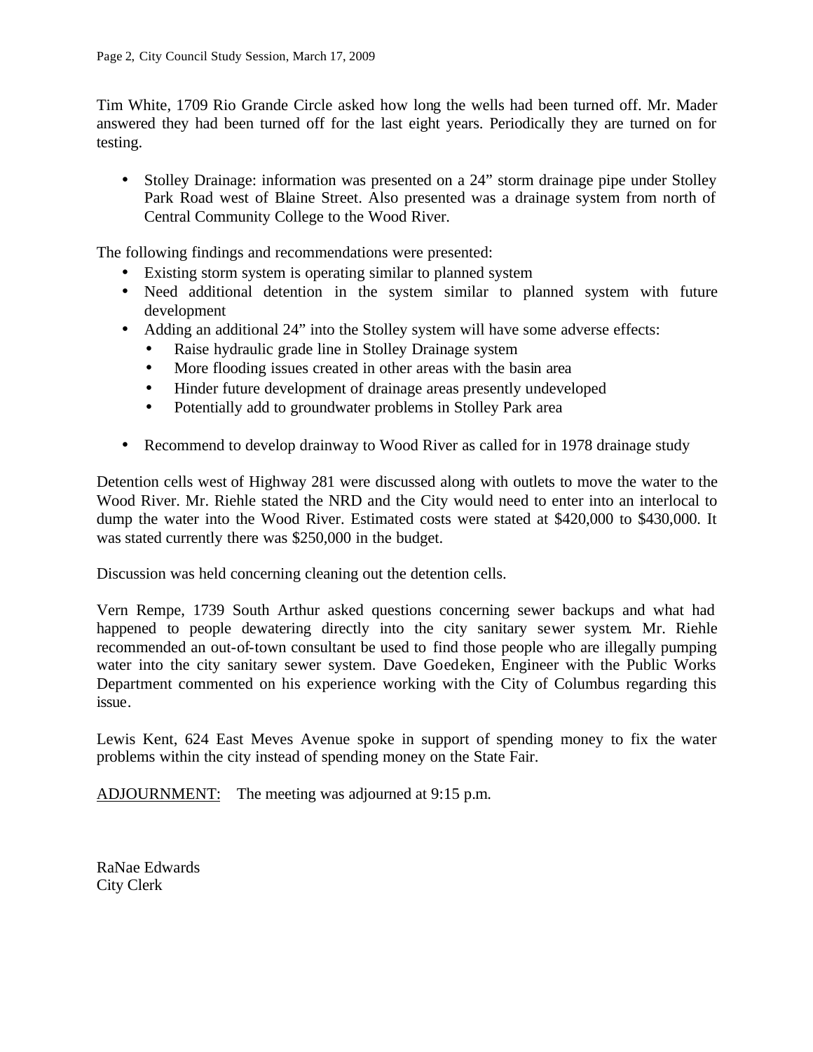Tim White, 1709 Rio Grande Circle asked how long the wells had been turned off. Mr. Mader answered they had been turned off for the last eight years. Periodically they are turned on for testing.

- Stolley Drainage: information was presented on a 24" storm drainage pipe under Stolley Park Road west of Blaine Street. Also presented was a drainage system from north of Central Community College to the Wood River.

The following findings and recommendations were presented:

- Existing storm system is operating similar to planned system
- Need additional detention in the system similar to planned system with future development
- Adding an additional 24" into the Stolley system will have some adverse effects:
  - Raise hydraulic grade line in Stolley Drainage system
  - More flooding issues created in other areas with the basin area
  - Hinder future development of drainage areas presently undeveloped
  - Potentially add to groundwater problems in Stolley Park area

- Recommend to develop drainway to Wood River as called for in 1978 drainage study

Detention cells west of Highway 281 were discussed along with outlets to move the water to the Wood River. Mr. Riehle stated the NRD and the City would need to enter into an interlocal to dump the water into the Wood River. Estimated costs were stated at $420,000 to $430,000. It was stated currently there was $250,000 in the budget.

Discussion was held concerning cleaning out the detention cells.

Vern Rempe, 1739 South Arthur asked questions concerning sewer backups and what had happened to people dewatering directly into the city sanitary sewer system. Mr. Riehle recommended an out-of-town consultant be used to find those people who are illegally pumping water into the city sanitary sewer system. Dave Goedeken, Engineer with the Public Works Department commented on his experience working with the City of Columbus regarding this issue.

Lewis Kent, 624 East Meves Avenue spoke in support of spending money to fix the water problems within the city instead of spending money on the State Fair.

<u>ADJOURNMENT:</u> The meeting was adjourned at 9:15 p.m.

RaNae Edwards
City Clerk